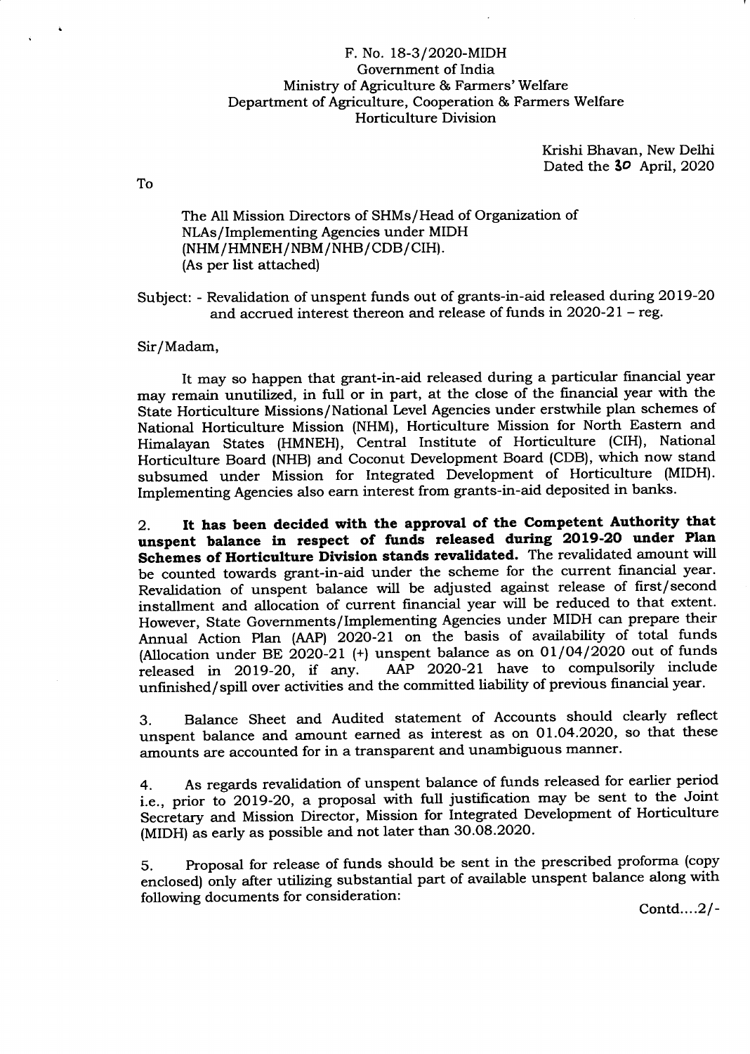F. No. 18-3/2020-MIDH
Government of India
Ministry of Agriculture & Farmers' Welfare
Department of Agriculture, Cooperation & Farmers Welfare
Horticulture Division

Krishi Bhavan, New Delhi
Dated the 30 April, 2020

To

The All Mission Directors of SHMs/Head of Organization of NLAs/Implementing Agencies under MIDH (NHM/HMNEH/NBM/NHB/CDB/CIH).
(As per list attached)

Subject: - Revalidation of unspent funds out of grants-in-aid released during 2019-20 and accrued interest thereon and release of funds in 2020-21 – reg.

Sir/Madam,

It may so happen that grant-in-aid released during a particular financial year may remain unutilized, in full or in part, at the close of the financial year with the State Horticulture Missions/National Level Agencies under erstwhile plan schemes of National Horticulture Mission (NHM), Horticulture Mission for North Eastern and Himalayan States (HMNEH), Central Institute of Horticulture (CIH), National Horticulture Board (NHB) and Coconut Development Board (CDB), which now stand subsumed under Mission for Integrated Development of Horticulture (MIDH). Implementing Agencies also earn interest from grants-in-aid deposited in banks.

2. **It has been decided with the approval of the Competent Authority that unspent balance in respect of funds released during 2019-20 under Plan Schemes of Horticulture Division stands revalidated.** The revalidated amount will be counted towards grant-in-aid under the scheme for the current financial year. Revalidation of unspent balance will be adjusted against release of first/second installment and allocation of current financial year will be reduced to that extent. However, State Governments/Implementing Agencies under MIDH can prepare their Annual Action Plan (AAP) 2020-21 on the basis of availability of total funds (Allocation under BE 2020-21 (+) unspent balance as on 01/04/2020 out of funds released in 2019-20, if any. AAP 2020-21 have to compulsorily include unfinished/spill over activities and the committed liability of previous financial year.

3. Balance Sheet and Audited statement of Accounts should clearly reflect unspent balance and amount earned as interest as on 01.04.2020, so that these amounts are accounted for in a transparent and unambiguous manner.

4. As regards revalidation of unspent balance of funds released for earlier period i.e., prior to 2019-20, a proposal with full justification may be sent to the Joint Secretary and Mission Director, Mission for Integrated Development of Horticulture (MIDH) as early as possible and not later than 30.08.2020.

5. Proposal for release of funds should be sent in the prescribed proforma (copy enclosed) only after utilizing substantial part of available unspent balance along with following documents for consideration:

Contd....2/-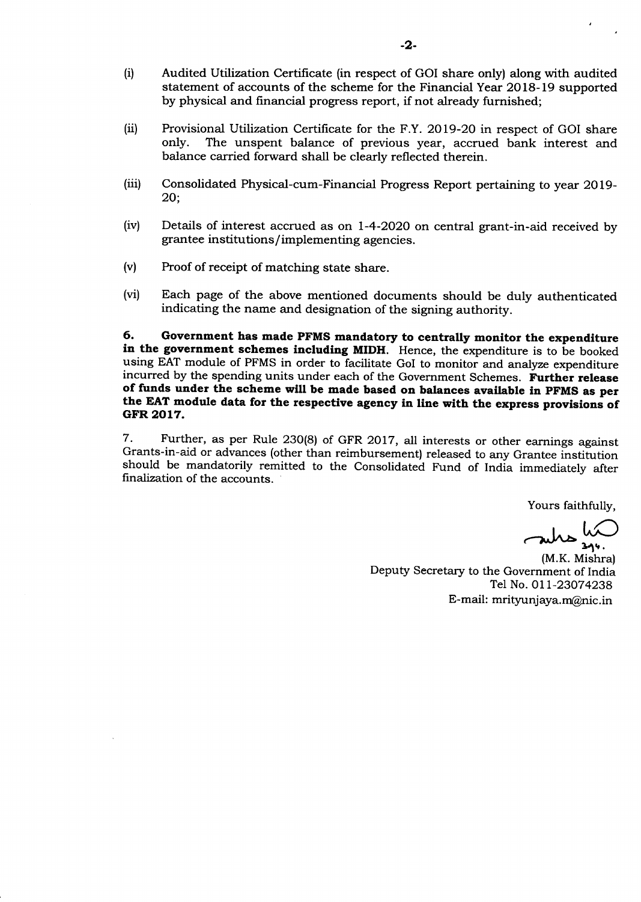(i) Audited Utilization Certificate (in respect of GOI share only) along with audited statement of accounts of the scheme for the Financial Year 2018-19 supported by physical and financial progress report, if not already furnished;

(ii) Provisional Utilization Certificate for the F.Y. 2019-20 in respect of GOI share only. The unspent balance of previous year, accrued bank interest and balance carried forward shall be clearly reflected therein.

(iii) Consolidated Physical-cum-Financial Progress Report pertaining to year 2019-20;

(iv) Details of interest accrued as on 1-4-2020 on central grant-in-aid received by grantee institutions/implementing agencies.

(v) Proof of receipt of matching state share.

(vi) Each page of the above mentioned documents should be duly authenticated indicating the name and designation of the signing authority.

**6. Government has made PFMS mandatory to centrally monitor the expenditure in the government schemes including MIDH.** Hence, the expenditure is to be booked using EAT module of PFMS in order to facilitate GoI to monitor and analyze expenditure incurred by the spending units under each of the Government Schemes. **Further release of funds under the scheme will be made based on balances available in PFMS as per the EAT module data for the respective agency in line with the express provisions of GFR 2017.**

7. Further, as per Rule 230(8) of GFR 2017, all interests or other earnings against Grants-in-aid or advances (other than reimbursement) released to any Grantee institution should be mandatorily remitted to the Consolidated Fund of India immediately after finalization of the accounts.

Yours faithfully,

(M.K. Mishra)
Deputy Secretary to the Government of India
Tel No. 011-23074238
E-mail: mrityunjaya.m@nic.in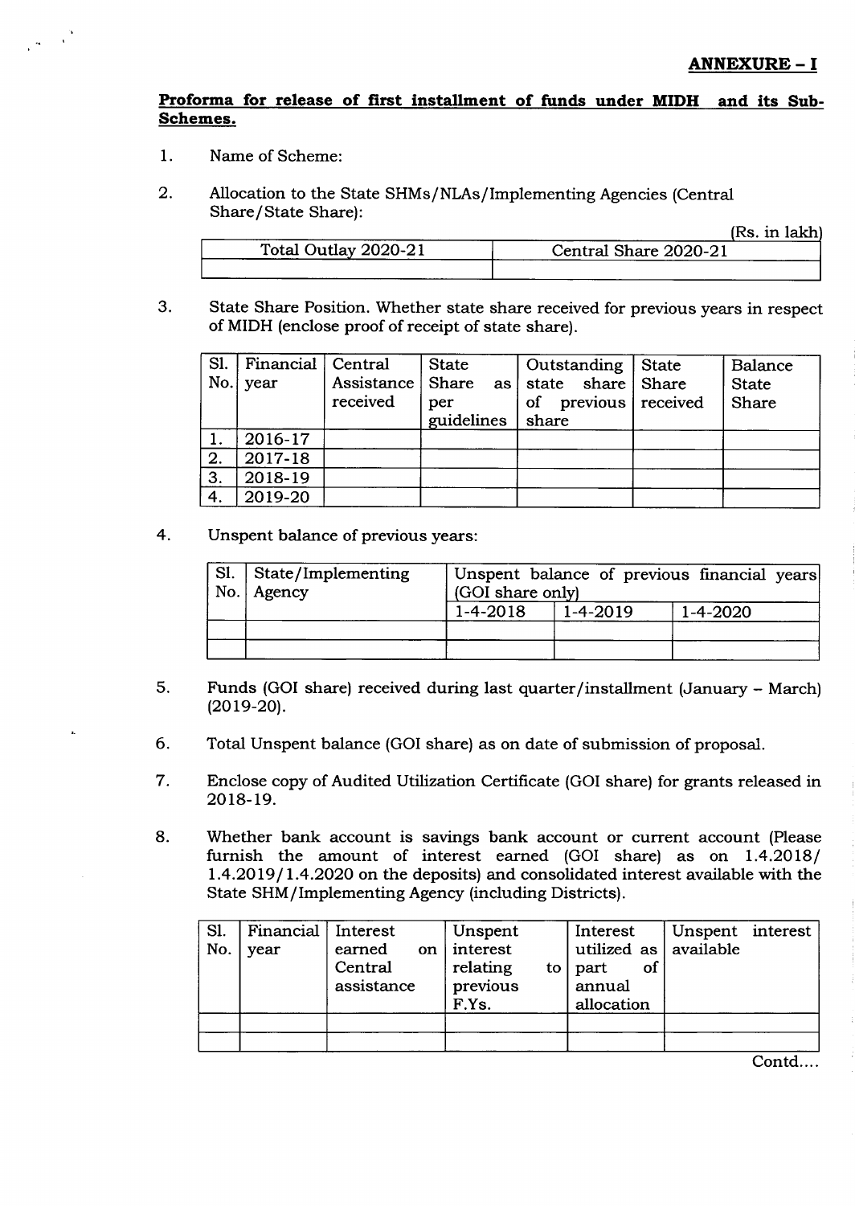**ANNEXURE – I**

**Proforma for release of first installment of funds under MIDH and its Sub-Schemes.**

1. Name of Scheme:

2. Allocation to the State SHMs/NLAs/Implementing Agencies (Central Share/State Share):

(Rs. in lakh)

| Total Outlay 2020-21 | Central Share 2020-21 |
|---|---|
| | |

3. State Share Position. Whether state share received for previous years in respect of MIDH (enclose proof of receipt of state share).

| Sl. No. | Financial year | Central Assistance received | State Share as per guidelines | Outstanding state share of previous share | State Share received | Balance State Share |
|---|---|---|---|---|---|---|
| 1. | 2016-17 | | | | | |
| 2. | 2017-18 | | | | | |
| 3. | 2018-19 | | | | | |
| 4. | 2019-20 | | | | | |

4. Unspent balance of previous years:

| Sl. No. | State/Implementing Agency | Unspent balance of previous financial years (GOI share only) | | |
|---|---|---|---|---|
| | | 1-4-2018 | 1-4-2019 | 1-4-2020 |
| | | | | |
| | | | | |

5. Funds (GOI share) received during last quarter/installment (January – March) (2019-20).

6. Total Unspent balance (GOI share) as on date of submission of proposal.

7. Enclose copy of Audited Utilization Certificate (GOI share) for grants released in 2018-19.

8. Whether bank account is savings bank account or current account (Please furnish the amount of interest earned (GOI share) as on 1.4.2018/ 1.4.2019/1.4.2020 on the deposits) and consolidated interest available with the State SHM/Implementing Agency (including Districts).

| Sl. No. | Financial year | Interest earned on Central assistance | Unspent interest relating to previous F.Ys. | Interest utilized as part of annual allocation | Unspent interest available |
|---|---|---|---|---|---|
| | | | | | |
| | | | | | |

Contd....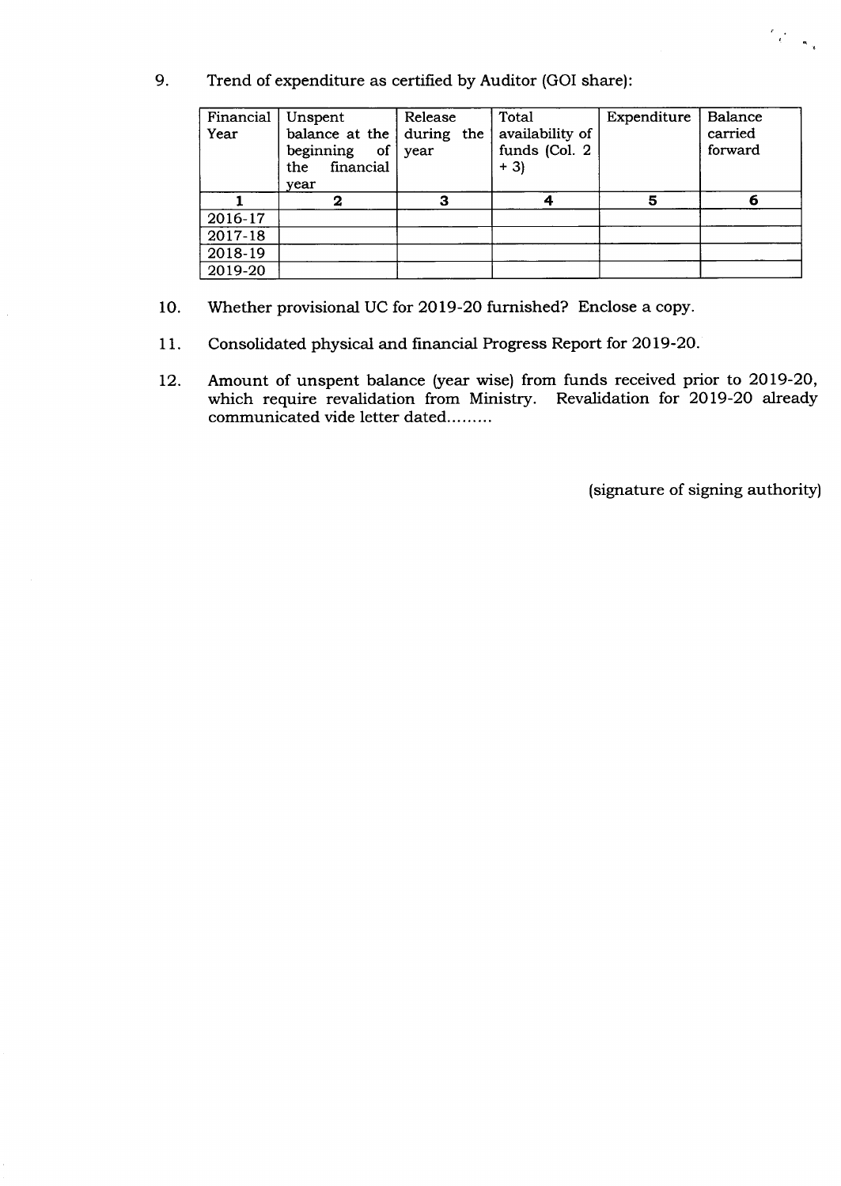9. Trend of expenditure as certified by Auditor (GOI share):

| Financial Year | Unspent balance at the beginning of the financial year | Release during the year | Total availability of funds (Col. 2 + 3) | Expenditure | Balance carried forward |
|---|---|---|---|---|---|
| **1** | **2** | **3** | **4** | **5** | **6** |
| 2016-17 | | | | | |
| 2017-18 | | | | | |
| 2018-19 | | | | | |
| 2019-20 | | | | | |

10. Whether provisional UC for 2019-20 furnished? Enclose a copy.

11. Consolidated physical and financial Progress Report for 2019-20.

12. Amount of unspent balance (year wise) from funds received prior to 2019-20, which require revalidation from Ministry. Revalidation for 2019-20 already communicated vide letter dated.........

(signature of signing authority)